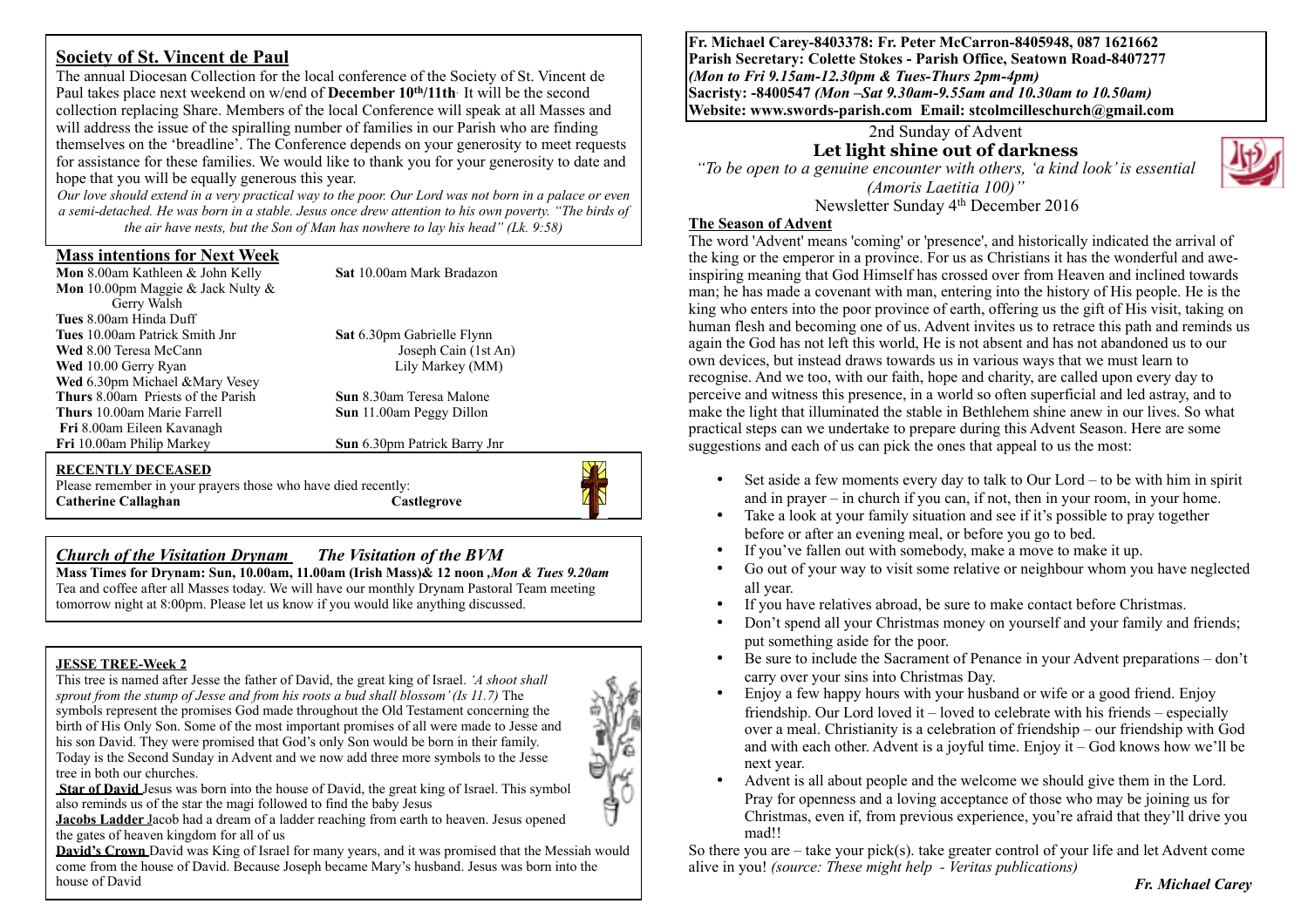## Society of St. Vincent de Paul

The annual Diocesan Collection for the local conference of the Society of St. Vincent de Paul takes place next weekend on w/end of **December 10th/11th**. It will be the second collection replacing Share. Members of the local Conference will speak at all Masses and will address the issue of the spiralling number of families in our Parish who are finding themselves on the 'breadline'. The Conference depends on your generosity to meet requests for assistance for these families. We would like to thank you for your generosity to date and hope that you will be equally generous this year.

*Our love should extend in a very practical way to the poor. Our Lord was not born in a palace or even a semi-detached. He was born in a stable. Jesus once drew attention to his own poverty. "The birds of the air have nests, but the Son of Man has nowhere to lay his head" (Lk. 9:58)*

## Mass intentions for Next Week

**Mon** 8.00am Kathleen & John Kelly
**Mon** 10.00pm Maggie & Jack Nulty & Gerry Walsh
**Tues** 8.00am Hinda Duff
**Tues** 10.00am Patrick Smith Jnr
**Wed** 8.00 Teresa McCann
**Wed** 10.00 Gerry Ryan
**Wed** 6.30pm Michael &Mary Vesey
**Thurs** 8.00am Priests of the Parish
**Thurs** 10.00am Marie Farrell
**Fri** 8.00am Eileen Kavanagh
**Fri** 10.00am Philip Markey

**Sat** 10.00am Mark Bradazon
**Sat** 6.30pm Gabrielle Flynn, Joseph Cain (1st An), Lily Markey (MM)
**Sun** 8.30am Teresa Malone
**Sun** 11.00am Peggy Dillon
**Sun** 6.30pm Patrick Barry Jnr

### RECENTLY DECEASED

Please remember in your prayers those who have died recently:
**Catherine Callaghan** **Castlegrove**

## *Church of the Visitation Drynam* *The Visitation of the BVM*

**Mass Times for Drynam: Sun, 10.00am, 11.00am (Irish Mass)& 12 noon ,*Mon & Tues 9.20am***
Tea and coffee after all Masses today. We will have our monthly Drynam Pastoral Team meeting tomorrow night at 8:00pm. Please let us know if you would like anything discussed.

### JESSE TREE-Week 2

This tree is named after Jesse the father of David, the great king of Israel. *'A shoot shall sprout from the stump of Jesse and from his roots a bud shall blossom' (Is 11.7)* The symbols represent the promises God made throughout the Old Testament concerning the birth of His Only Son. Some of the most important promises of all were made to Jesse and his son David. They were promised that God's only Son would be born in their family. Today is the Second Sunday in Advent and we now add three more symbols to the Jesse tree in both our churches.

**Star of David** Jesus was born into the house of David, the great king of Israel. This symbol also reminds us of the star the magi followed to find the baby Jesus

**Jacobs Ladder** Jacob had a dream of a ladder reaching from earth to heaven. Jesus opened the gates of heaven kingdom for all of us

**David's Crown** David was King of Israel for many years, and it was promised that the Messiah would come from the house of David. Because Joseph became Mary's husband. Jesus was born into the house of David

---

**Fr. Michael Carey-8403378: Fr. Peter McCarron-8405948, 087 1621662**
**Parish Secretary: Colette Stokes - Parish Office, Seatown Road-8407277**
***(Mon to Fri 9.15am-12.30pm & Tues-Thurs 2pm-4pm)***
**Sacristy: -8400547 *(Mon –Sat 9.30am-9.55am and 10.30am to 10.50am)***
**Website: www.swords-parish.com Email: stcolmcilleschurch@gmail.com**

2nd Sunday of Advent

# Let light shine out of darkness

*"To be open to a genuine encounter with others, 'a kind look' is essential (Amoris Laetitia 100)"*

Newsletter Sunday 4th December 2016

### The Season of Advent

The word 'Advent' means 'coming' or 'presence', and historically indicated the arrival of the king or the emperor in a province. For us as Christians it has the wonderful and awe-inspiring meaning that God Himself has crossed over from Heaven and inclined towards man; he has made a covenant with man, entering into the history of His people. He is the king who enters into the poor province of earth, offering us the gift of His visit, taking on human flesh and becoming one of us. Advent invites us to retrace this path and reminds us again the God has not left this world, He is not absent and has not abandoned us to our own devices, but instead draws towards us in various ways that we must learn to recognise. And we too, with our faith, hope and charity, are called upon every day to perceive and witness this presence, in a world so often superficial and led astray, and to make the light that illuminated the stable in Bethlehem shine anew in our lives. So what practical steps can we undertake to prepare during this Advent Season. Here are some suggestions and each of us can pick the ones that appeal to us the most:

- Set aside a few moments every day to talk to Our Lord – to be with him in spirit and in prayer – in church if you can, if not, then in your room, in your home.
- Take a look at your family situation and see if it's possible to pray together before or after an evening meal, or before you go to bed.
- If you've fallen out with somebody, make a move to make it up.
- Go out of your way to visit some relative or neighbour whom you have neglected all year.
- If you have relatives abroad, be sure to make contact before Christmas.
- Don't spend all your Christmas money on yourself and your family and friends; put something aside for the poor.
- Be sure to include the Sacrament of Penance in your Advent preparations – don't carry over your sins into Christmas Day.
- Enjoy a few happy hours with your husband or wife or a good friend. Enjoy friendship. Our Lord loved it – loved to celebrate with his friends – especially over a meal. Christianity is a celebration of friendship – our friendship with God and with each other. Advent is a joyful time. Enjoy it – God knows how we'll be next year.
- Advent is all about people and the welcome we should give them in the Lord. Pray for openness and a loving acceptance of those who may be joining us for Christmas, even if, from previous experience, you're afraid that they'll drive you mad!!

So there you are – take your pick(s). take greater control of your life and let Advent come alive in you! *(source: These might help - Veritas publications)*

***Fr. Michael Carey***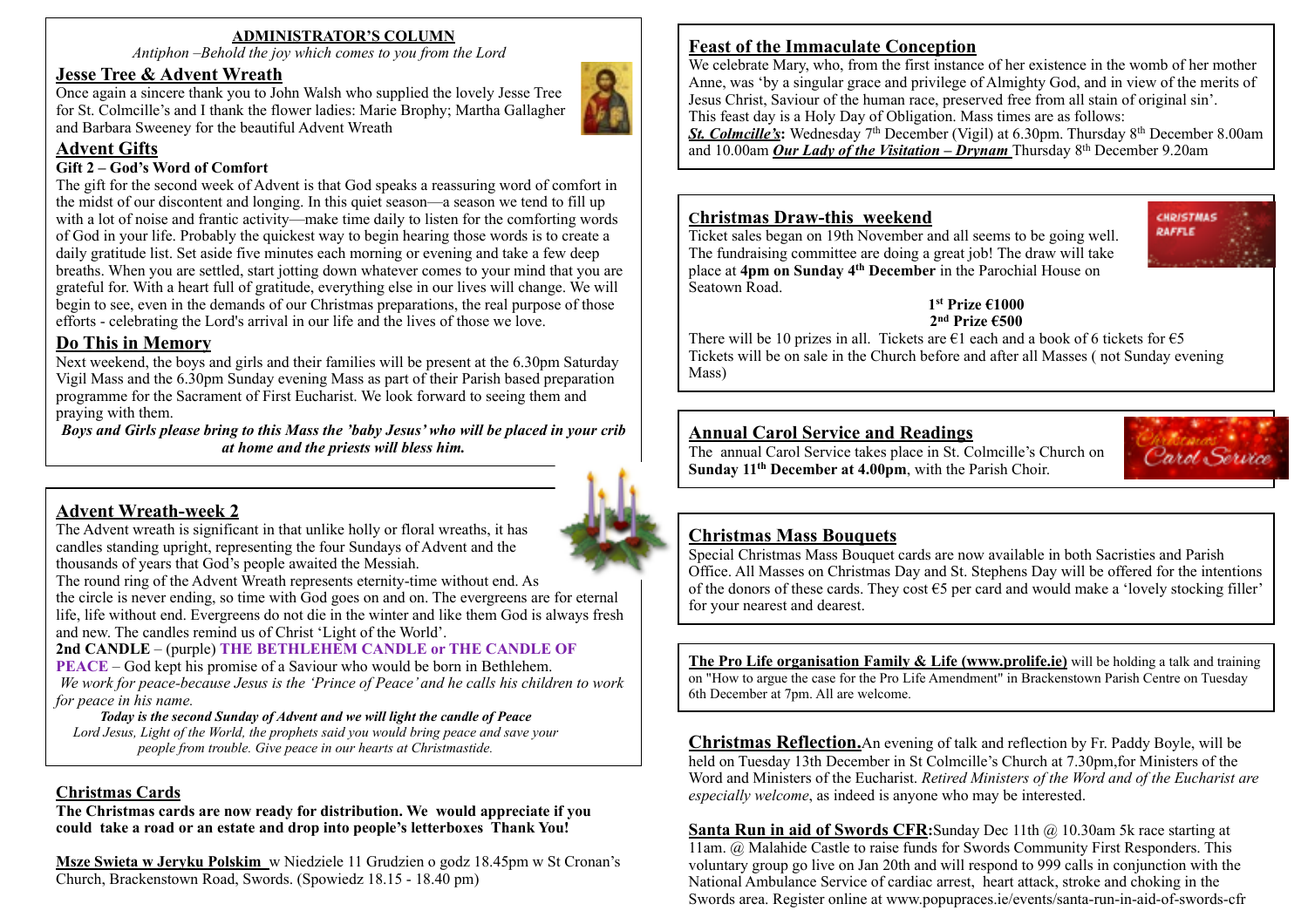## ADMINISTRATOR'S COLUMN

*Antiphon –Behold the joy which comes to you from the Lord*

### Jesse Tree & Advent Wreath

Once again a sincere thank you to John Walsh who supplied the lovely Jesse Tree for St. Colmcille's and I thank the flower ladies: Marie Brophy; Martha Gallagher and Barbara Sweeney for the beautiful Advent Wreath

### Advent Gifts

**Gift 2 – God's Word of Comfort**

The gift for the second week of Advent is that God speaks a reassuring word of comfort in the midst of our discontent and longing. In this quiet season—a season we tend to fill up with a lot of noise and frantic activity—make time daily to listen for the comforting words of God in your life. Probably the quickest way to begin hearing those words is to create a daily gratitude list. Set aside five minutes each morning or evening and take a few deep breaths. When you are settled, start jotting down whatever comes to your mind that you are grateful for. With a heart full of gratitude, everything else in our lives will change. We will begin to see, even in the demands of our Christmas preparations, the real purpose of those efforts - celebrating the Lord's arrival in our life and the lives of those we love.

### Do This in Memory

Next weekend, the boys and girls and their families will be present at the 6.30pm Saturday Vigil Mass and the 6.30pm Sunday evening Mass as part of their Parish based preparation programme for the Sacrament of First Eucharist. We look forward to seeing them and praying with them.

***Boys and Girls please bring to this Mass the 'baby Jesus' who will be placed in your crib at home and the priests will bless him.***

### Advent Wreath-week 2

The Advent wreath is significant in that unlike holly or floral wreaths, it has candles standing upright, representing the four Sundays of Advent and the thousands of years that God's people awaited the Messiah.

The round ring of the Advent Wreath represents eternity-time without end. As the circle is never ending, so time with God goes on and on. The evergreens are for eternal life, life without end. Evergreens do not die in the winter and like them God is always fresh and new. The candles remind us of Christ 'Light of the World'.

**2nd CANDLE** – (purple) **THE BETHLEHEM CANDLE or THE CANDLE OF PEACE** – God kept his promise of a Saviour who would be born in Bethlehem.

*We work for peace-because Jesus is the 'Prince of Peace' and he calls his children to work for peace in his name.*

***Today is the second Sunday of Advent and we will light the candle of Peace***

*Lord Jesus, Light of the World, the prophets said you would bring peace and save your people from trouble. Give peace in our hearts at Christmastide.*

### Christmas Cards

**The Christmas cards are now ready for distribution. We would appreciate if you could take a road or an estate and drop into people's letterboxes Thank You!**

**Msze Swieta w Jeryku Polskim** w Niedziele 11 Grudzien o godz 18.45pm w St Cronan's Church, Brackenstown Road, Swords. (Spowiedz 18.15 - 18.40 pm)

### Feast of the Immaculate Conception

We celebrate Mary, who, from the first instance of her existence in the womb of her mother Anne, was 'by a singular grace and privilege of Almighty God, and in view of the merits of Jesus Christ, Saviour of the human race, preserved free from all stain of original sin'.

This feast day is a Holy Day of Obligation. Mass times are as follows:

***St. Colmcille's*****:** Wednesday 7th December (Vigil) at 6.30pm. Thursday 8th December 8.00am and 10.00am ***Our Lady of the Visitation – Drynam*** Thursday 8th December 9.20am

### Christmas Draw-this weekend

Ticket sales began on 19th November and all seems to be going well. The fundraising committee are doing a great job! The draw will take place at **4pm on Sunday 4th December** in the Parochial House on Seatown Road.

**1st Prize €1000**
**2nd Prize €500**

There will be 10 prizes in all. Tickets are €1 each and a book of 6 tickets for €5
Tickets will be on sale in the Church before and after all Masses ( not Sunday evening Mass)

### Annual Carol Service and Readings

The annual Carol Service takes place in St. Colmcille's Church on **Sunday 11th December at 4.00pm**, with the Parish Choir.

### Christmas Mass Bouquets

Special Christmas Mass Bouquet cards are now available in both Sacristies and Parish Office. All Masses on Christmas Day and St. Stephens Day will be offered for the intentions of the donors of these cards. They cost €5 per card and would make a 'lovely stocking filler' for your nearest and dearest.

**The Pro Life organisation Family & Life (www.prolife.ie)** will be holding a talk and training on "How to argue the case for the Pro Life Amendment" in Brackenstown Parish Centre on Tuesday 6th December at 7pm. All are welcome.

**Christmas Reflection.** An evening of talk and reflection by Fr. Paddy Boyle, will be held on Tuesday 13th December in St Colmcille's Church at 7.30pm,for Ministers of the Word and Ministers of the Eucharist. *Retired Ministers of the Word and of the Eucharist are especially welcome*, as indeed is anyone who may be interested.

**Santa Run in aid of Swords CFR:** Sunday Dec 11th @ 10.30am 5k race starting at 11am. @ Malahide Castle to raise funds for Swords Community First Responders. This voluntary group go live on Jan 20th and will respond to 999 calls in conjunction with the National Ambulance Service of cardiac arrest, heart attack, stroke and choking in the Swords area. Register online at www.popupraces.ie/events/santa-run-in-aid-of-swords-cfr